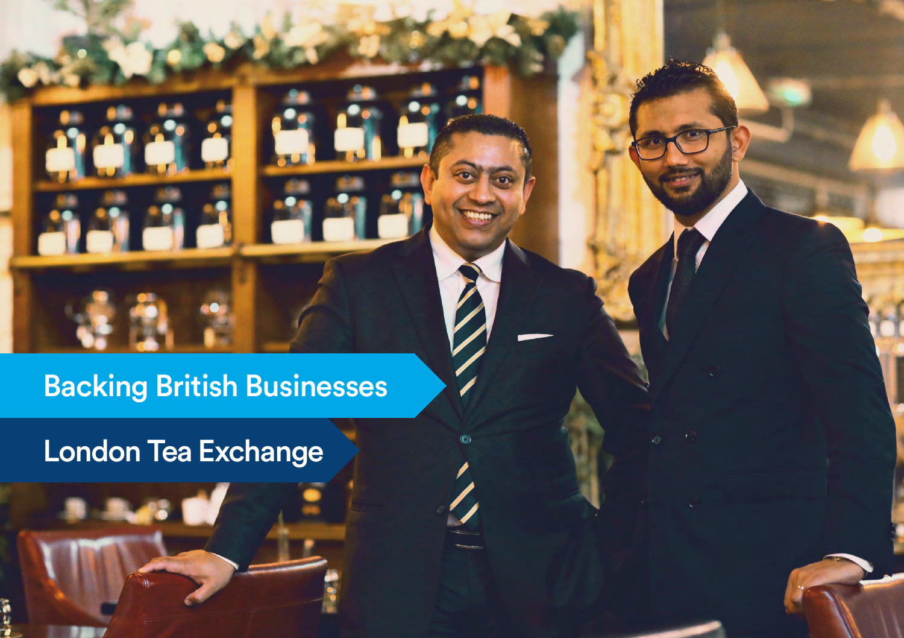Backing British Businesses

# London Tea Exchange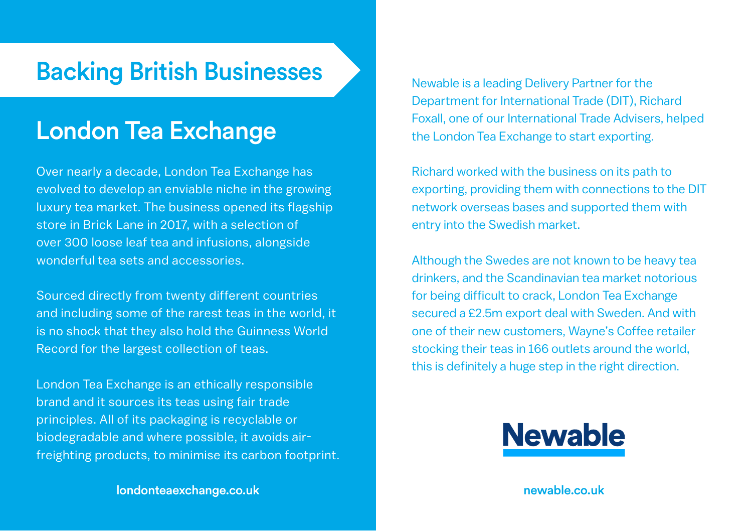## Backing British Businesses

# London Tea Exchange

Over nearly a decade, London Tea Exchange has evolved to develop an enviable niche in the growing luxury tea market. The business opened its flagship store in Brick Lane in 2017, with a selection of over 300 loose leaf tea and infusions, alongside wonderful tea sets and accessories.

Sourced directly from twenty different countries and including some of the rarest teas in the world, it is no shock that they also hold the Guinness World Record for the largest collection of teas.

London Tea Exchange is an ethically responsible brand and it sources its teas using fair trade principles. All of its packaging is recyclable or biodegradable and where possible, it avoids air-freighting products, to minimise its carbon footprint.

**londonteaexchange.co.uk**

Newable is a leading Delivery Partner for the Department for International Trade (DIT), Richard Foxall, one of our International Trade Advisers, helped the London Tea Exchange to start exporting.

Richard worked with the business on its path to exporting, providing them with connections to the DIT network overseas bases and supported them with entry into the Swedish market.

Although the Swedes are not known to be heavy tea drinkers, and the Scandinavian tea market notorious for being difficult to crack, London Tea Exchange secured a £2.5m export deal with Sweden. And with one of their new customers, Wayne's Coffee retailer stocking their teas in 166 outlets around the world, this is definitely a huge step in the right direction.

**Newable**

**newable.co.uk**